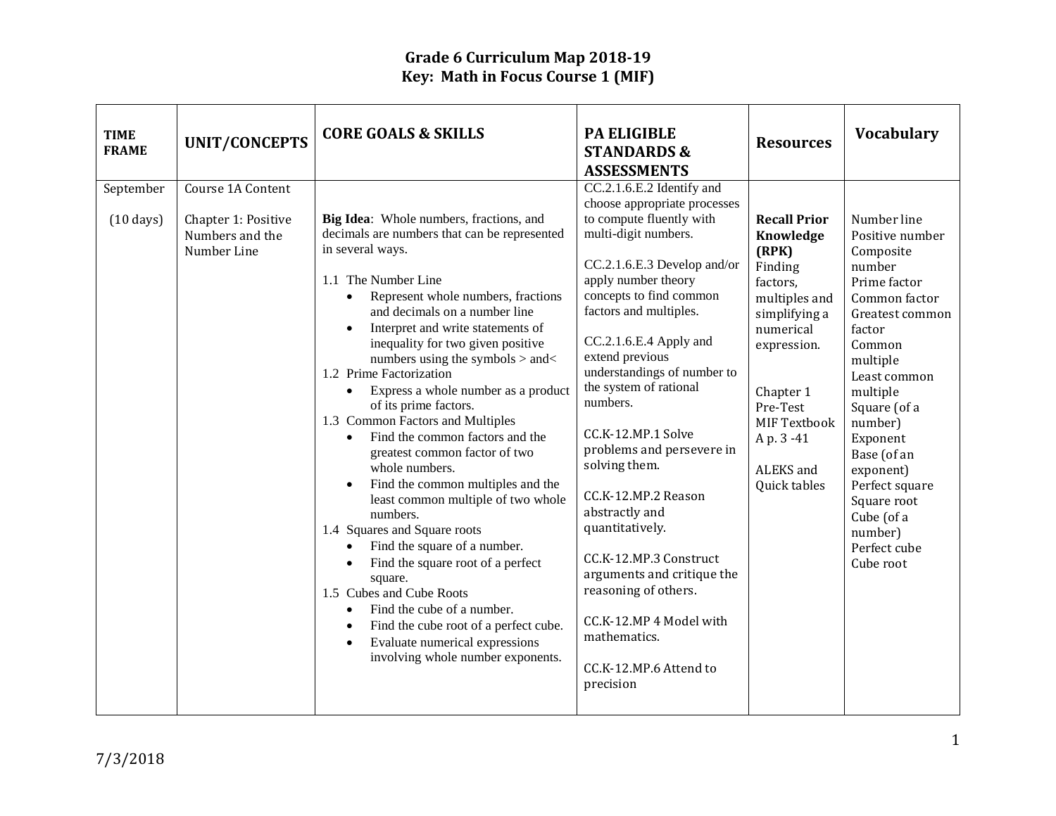# Grade 6 Curriculum Map 2018-19
## Key: Math in Focus Course 1 (MIF)

| TIME FRAME | UNIT/CONCEPTS | CORE GOALS & SKILLS | PA ELIGIBLE STANDARDS & ASSESSMENTS | Resources | Vocabulary |
|---|---|---|---|---|---|
| September<br><br>(10 days) | Course 1A Content<br><br>Chapter 1: Positive Numbers and the Number Line | **Big Idea**: Whole numbers, fractions, and decimals are numbers that can be represented in several ways.<br><br>1.1 The Number Line<br>• Represent whole numbers, fractions and decimals on a number line<br>• Interpret and write statements of inequality for two given positive numbers using the symbols > and<<br>1.2 Prime Factorization<br>• Express a whole number as a product of its prime factors.<br>1.3 Common Factors and Multiples<br>• Find the common factors and the greatest common factor of two whole numbers.<br>• Find the common multiples and the least common multiple of two whole numbers.<br>1.4 Squares and Square roots<br>• Find the square of a number.<br>• Find the square root of a perfect square.<br>1.5 Cubes and Cube Roots<br>• Find the cube of a number.<br>• Find the cube root of a perfect cube.<br>• Evaluate numerical expressions involving whole number exponents. | CC.2.1.6.E.2 Identify and choose appropriate processes to compute fluently with multi-digit numbers.<br><br>CC.2.1.6.E.3 Develop and/or apply number theory concepts to find common factors and multiples.<br><br>CC.2.1.6.E.4 Apply and extend previous understandings of number to the system of rational numbers.<br><br>CC.K-12.MP.1 Solve problems and persevere in solving them.<br><br>CC.K-12.MP.2 Reason abstractly and quantitatively.<br><br>CC.K-12.MP.3 Construct arguments and critique the reasoning of others.<br><br>CC.K-12.MP 4 Model with mathematics.<br><br>CC.K-12.MP.6 Attend to precision | **Recall Prior Knowledge (RPK)**<br>Finding factors, multiples and simplifying a numerical expression.<br><br>Chapter 1 Pre-Test<br>MIF Textbook A p. 3 -41<br><br>ALEKS and Quick tables | Number line<br>Positive number<br>Composite number<br>Prime factor<br>Common factor<br>Greatest common factor<br>Common multiple<br>Least common multiple<br>Square (of a number)<br>Exponent<br>Base (of an exponent)<br>Perfect square<br>Square root<br>Cube (of a number)<br>Perfect cube<br>Cube root |

7/3/2018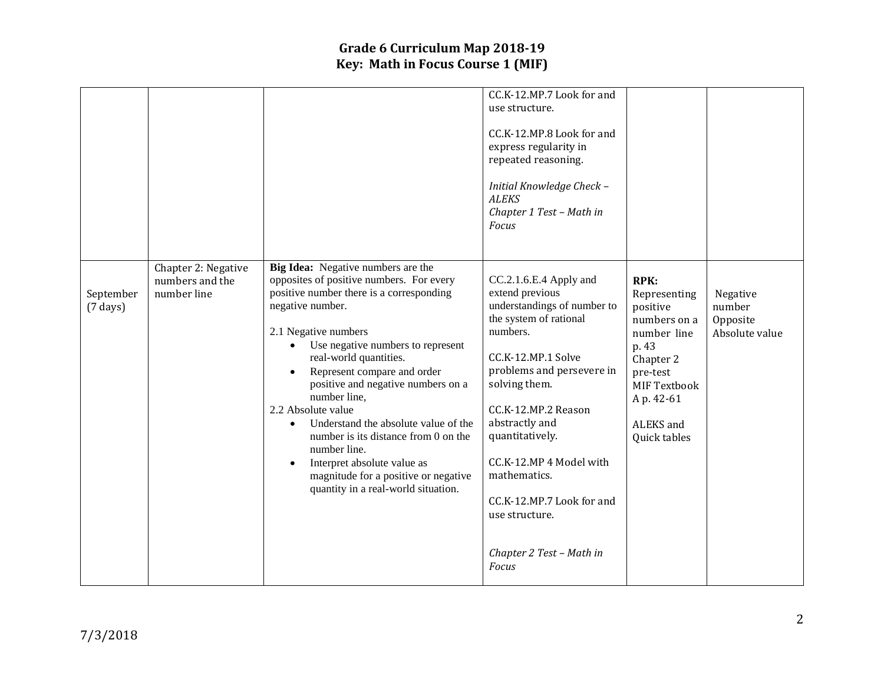# Grade 6 Curriculum Map 2018-19
## Key: Math in Focus Course 1 (MIF)

| | | | | | |
|---|---|---|---|---|---|
| | | | CC.K-12.MP.7 Look for and use structure.<br><br>CC.K-12.MP.8 Look for and express regularity in repeated reasoning.<br><br>*Initial Knowledge Check – ALEKS*<br>*Chapter 1 Test – Math in Focus* | | |
| September (7 days) | Chapter 2: Negative numbers and the number line | **Big Idea:** Negative numbers are the opposites of positive numbers. For every positive number there is a corresponding negative number.<br><br>2.1 Negative numbers<br>• Use negative numbers to represent real-world quantities.<br>• Represent compare and order positive and negative numbers on a number line,<br>2.2 Absolute value<br>• Understand the absolute value of the number is its distance from 0 on the number line.<br>• Interpret absolute value as magnitude for a positive or negative quantity in a real-world situation. | CC.2.1.6.E.4 Apply and extend previous understandings of number to the system of rational numbers.<br><br>CC.K-12.MP.1 Solve problems and persevere in solving them.<br><br>CC.K-12.MP.2 Reason abstractly and quantitatively.<br><br>CC.K-12.MP 4 Model with mathematics.<br><br>CC.K-12.MP.7 Look for and use structure.<br><br>*Chapter 2 Test – Math in Focus* | **RPK:** Representing positive numbers on a number line p. 43<br>Chapter 2 pre-test<br>MIF Textbook A p. 42-61<br><br>ALEKS and Quick tables | Negative number<br>Opposite<br>Absolute value |

7/3/2018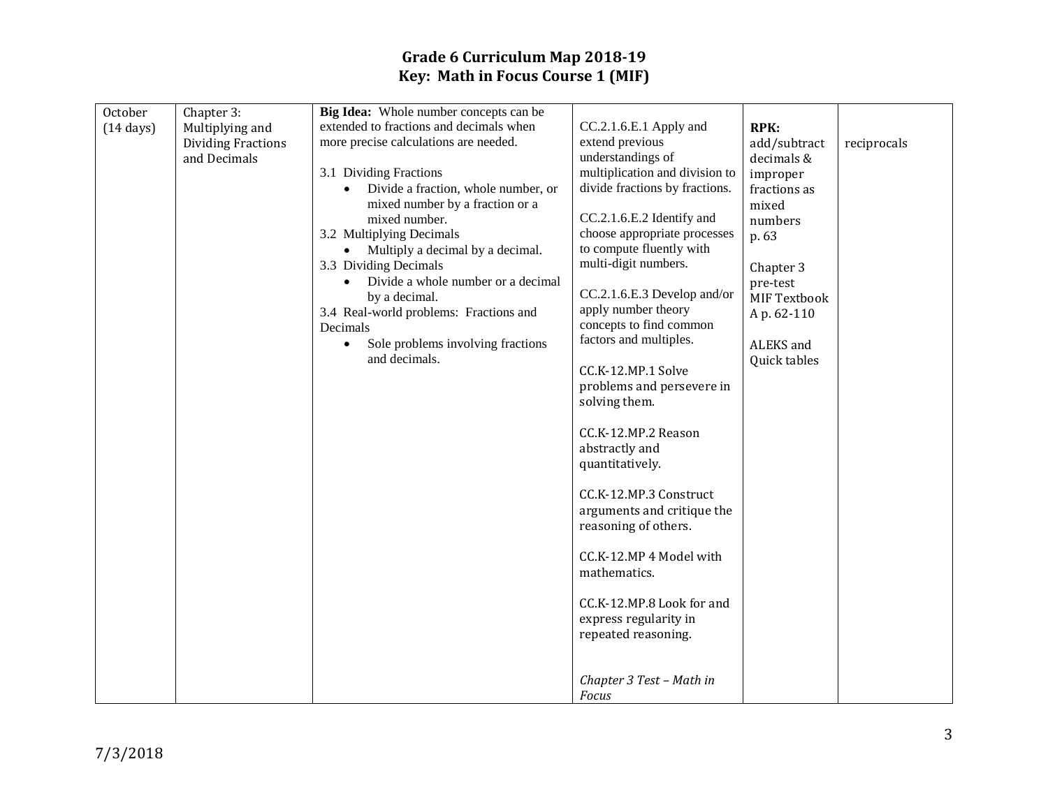# Grade 6 Curriculum Map 2018-19
## Key: Math in Focus Course 1 (MIF)

| | | | | | |
|---|---|---|---|---|---|
| October (14 days) | Chapter 3: Multiplying and Dividing Fractions and Decimals | **Big Idea:** Whole number concepts can be extended to fractions and decimals when more precise calculations are needed.<br><br>3.1 Dividing Fractions<br>• Divide a fraction, whole number, or mixed number by a fraction or a mixed number.<br>3.2 Multiplying Decimals<br>• Multiply a decimal by a decimal.<br>3.3 Dividing Decimals<br>• Divide a whole number or a decimal by a decimal.<br>3.4 Real-world problems: Fractions and Decimals<br>• Sole problems involving fractions and decimals. | CC.2.1.6.E.1 Apply and extend previous understandings of multiplication and division to divide fractions by fractions.<br><br>CC.2.1.6.E.2 Identify and choose appropriate processes to compute fluently with multi-digit numbers.<br><br>CC.2.1.6.E.3 Develop and/or apply number theory concepts to find common factors and multiples.<br><br>CC.K-12.MP.1 Solve problems and persevere in solving them.<br><br>CC.K-12.MP.2 Reason abstractly and quantitatively.<br><br>CC.K-12.MP.3 Construct arguments and critique the reasoning of others.<br><br>CC.K-12.MP 4 Model with mathematics.<br><br>CC.K-12.MP.8 Look for and express regularity in repeated reasoning.<br><br>*Chapter 3 Test – Math in Focus* | **RPK:** add/subtract decimals & improper fractions as mixed numbers p. 63<br><br>Chapter 3 pre-test MIF Textbook A p. 62-110<br><br>ALEKS and Quick tables | reciprocals |

7/3/2018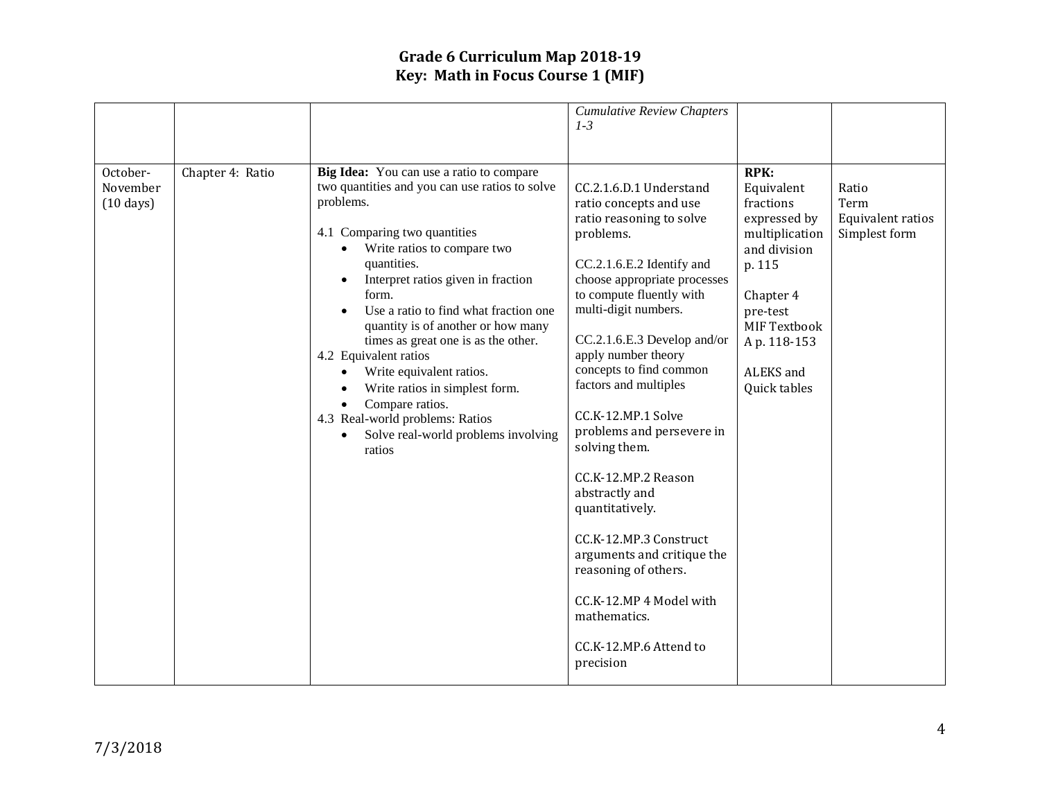# Grade 6 Curriculum Map 2018-19
## Key: Math in Focus Course 1 (MIF)

| | | | | | |
|---|---|---|---|---|---|
| | | | *Cumulative Review Chapters 1-3* | | |
| October-November (10 days) | Chapter 4: Ratio | **Big Idea:** You can use a ratio to compare two quantities and you can use ratios to solve problems.<br><br>4.1 Comparing two quantities<br>• Write ratios to compare two quantities.<br>• Interpret ratios given in fraction form.<br>• Use a ratio to find what fraction one quantity is of another or how many times as great one is as the other.<br>4.2 Equivalent ratios<br>• Write equivalent ratios.<br>• Write ratios in simplest form.<br>• Compare ratios.<br>4.3 Real-world problems: Ratios<br>• Solve real-world problems involving ratios | CC.2.1.6.D.1 Understand ratio concepts and use ratio reasoning to solve problems.<br><br>CC.2.1.6.E.2 Identify and choose appropriate processes to compute fluently with multi-digit numbers.<br><br>CC.2.1.6.E.3 Develop and/or apply number theory concepts to find common factors and multiples<br><br>CC.K-12.MP.1 Solve problems and persevere in solving them.<br><br>CC.K-12.MP.2 Reason abstractly and quantitatively.<br><br>CC.K-12.MP.3 Construct arguments and critique the reasoning of others.<br><br>CC.K-12.MP 4 Model with mathematics.<br><br>CC.K-12.MP.6 Attend to precision | **RPK:**<br>Equivalent fractions expressed by multiplication and division p. 115<br><br>Chapter 4 pre-test<br>MIF Textbook A p. 118-153<br><br>ALEKS and Quick tables | Ratio<br>Term<br>Equivalent ratios<br>Simplest form |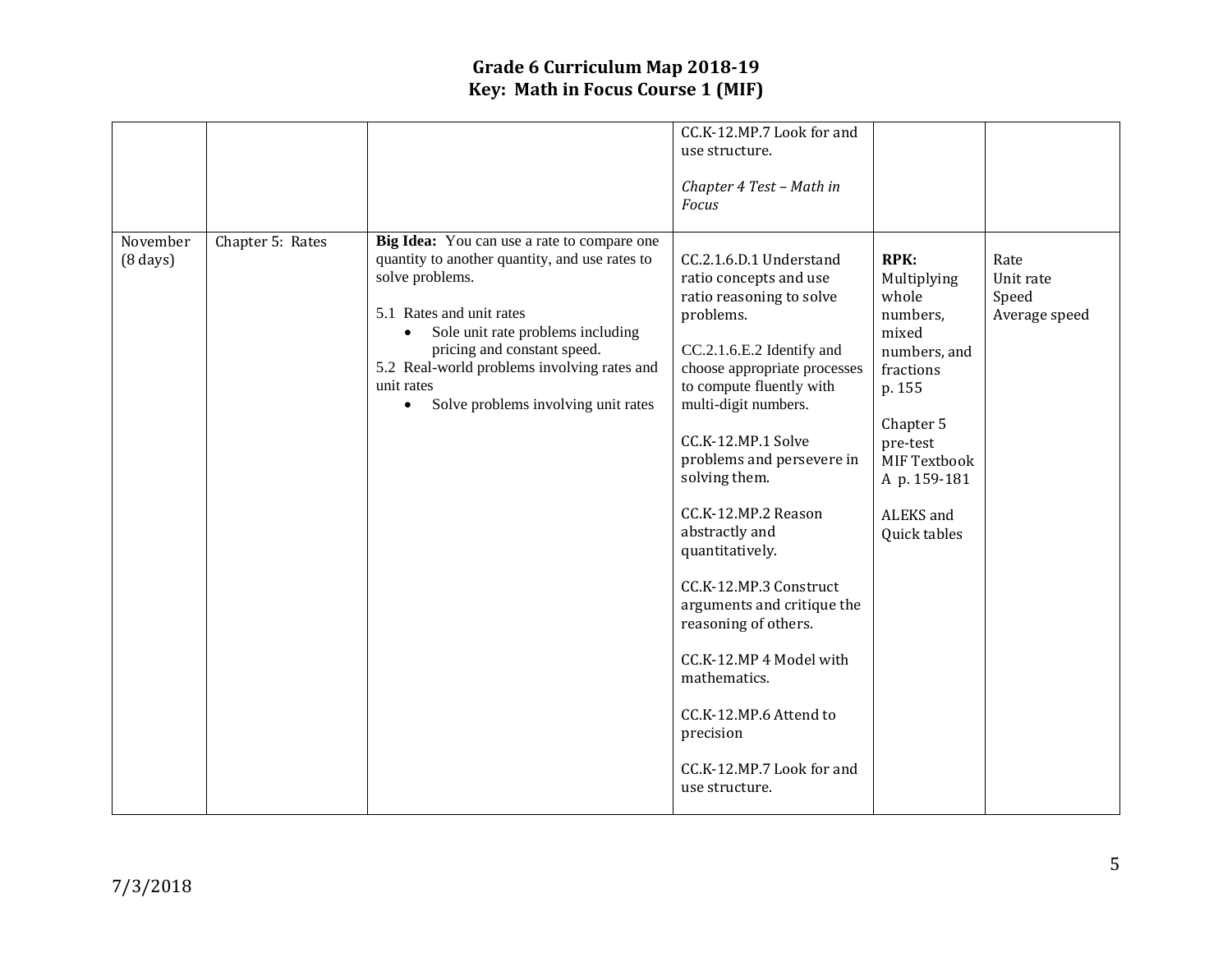# Grade 6 Curriculum Map 2018-19
## Key: Math in Focus Course 1 (MIF)

| | | | | | |
|---|---|---|---|---|---|
| | | | CC.K-12.MP.7 Look for and use structure.<br><br>*Chapter 4 Test – Math in Focus* | | |
| November (8 days) | Chapter 5: Rates | **Big Idea:** You can use a rate to compare one quantity to another quantity, and use rates to solve problems.<br><br>5.1 Rates and unit rates<br>• Sole unit rate problems including pricing and constant speed.<br>5.2 Real-world problems involving rates and unit rates<br>• Solve problems involving unit rates | CC.2.1.6.D.1 Understand ratio concepts and use ratio reasoning to solve problems.<br><br>CC.2.1.6.E.2 Identify and choose appropriate processes to compute fluently with multi-digit numbers.<br><br>CC.K-12.MP.1 Solve problems and persevere in solving them.<br><br>CC.K-12.MP.2 Reason abstractly and quantitatively.<br><br>CC.K-12.MP.3 Construct arguments and critique the reasoning of others.<br><br>CC.K-12.MP 4 Model with mathematics.<br><br>CC.K-12.MP.6 Attend to precision<br><br>CC.K-12.MP.7 Look for and use structure. | **RPK:** Multiplying whole numbers, mixed numbers, and fractions p. 155<br><br>Chapter 5 pre-test MIF Textbook A p. 159-181<br><br>ALEKS and Quick tables | Rate<br>Unit rate<br>Speed<br>Average speed |

7/3/2018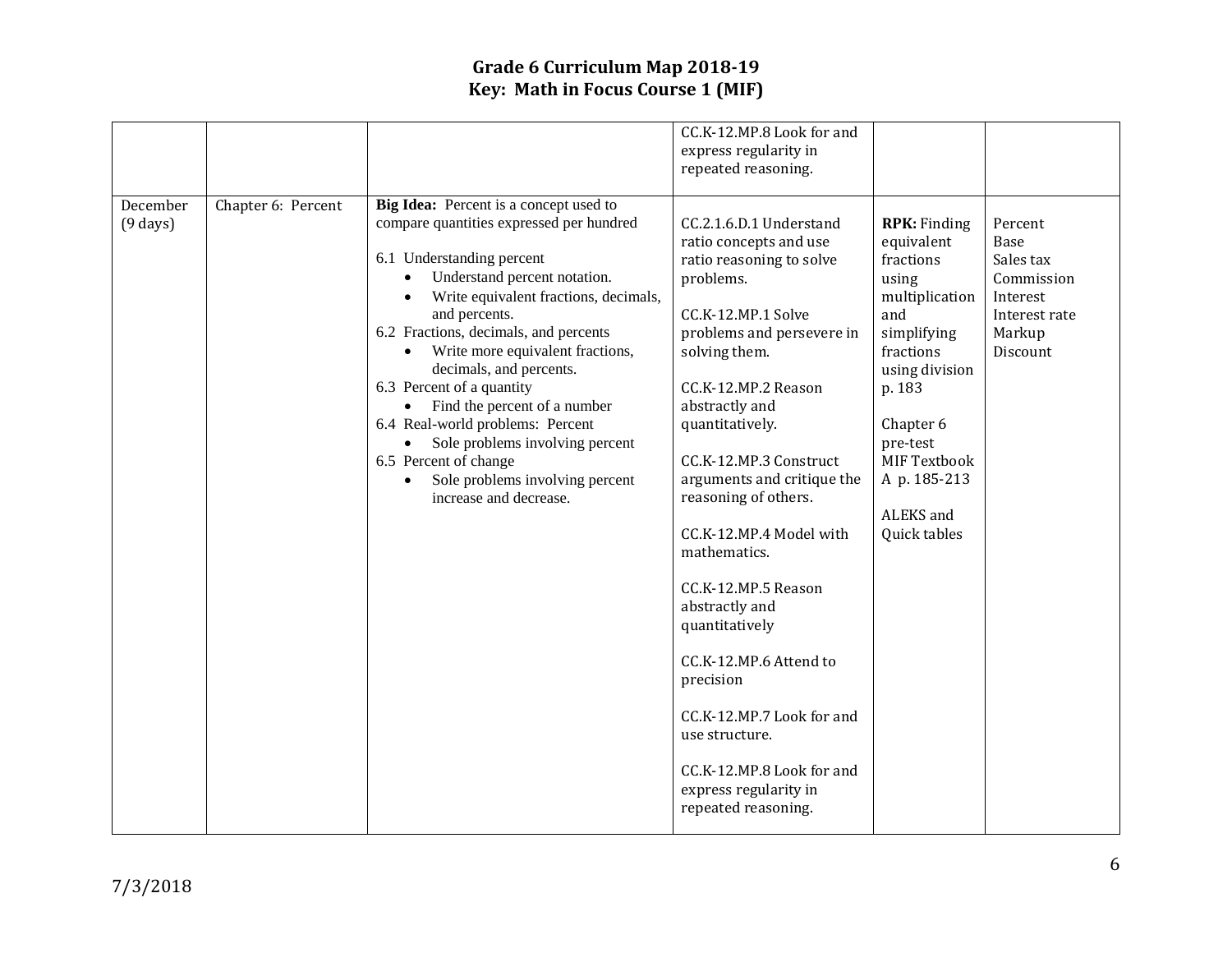# Grade 6 Curriculum Map 2018-19
## Key: Math in Focus Course 1 (MIF)

| | | | | | |
|---|---|---|---|---|---|
| | | | CC.K-12.MP.8 Look for and express regularity in repeated reasoning. | | |
| December (9 days) | Chapter 6: Percent | **Big Idea:** Percent is a concept used to compare quantities expressed per hundred<br><br>6.1 Understanding percent<br>• Understand percent notation.<br>• Write equivalent fractions, decimals, and percents.<br>6.2 Fractions, decimals, and percents<br>• Write more equivalent fractions, decimals, and percents.<br>6.3 Percent of a quantity<br>• Find the percent of a number<br>6.4 Real-world problems: Percent<br>• Sole problems involving percent<br>6.5 Percent of change<br>• Sole problems involving percent increase and decrease. | CC.2.1.6.D.1 Understand ratio concepts and use ratio reasoning to solve problems.<br><br>CC.K-12.MP.1 Solve problems and persevere in solving them.<br><br>CC.K-12.MP.2 Reason abstractly and quantitatively.<br><br>CC.K-12.MP.3 Construct arguments and critique the reasoning of others.<br><br>CC.K-12.MP.4 Model with mathematics.<br><br>CC.K-12.MP.5 Reason abstractly and quantitatively<br><br>CC.K-12.MP.6 Attend to precision<br><br>CC.K-12.MP.7 Look for and use structure.<br><br>CC.K-12.MP.8 Look for and express regularity in repeated reasoning. | **RPK:** Finding equivalent fractions using multiplication and simplifying fractions using division p. 183<br><br>Chapter 6 pre-test MIF Textbook A p. 185-213<br><br>ALEKS and Quick tables | Percent<br>Base<br>Sales tax<br>Commission<br>Interest<br>Interest rate<br>Markup<br>Discount |

7/3/2018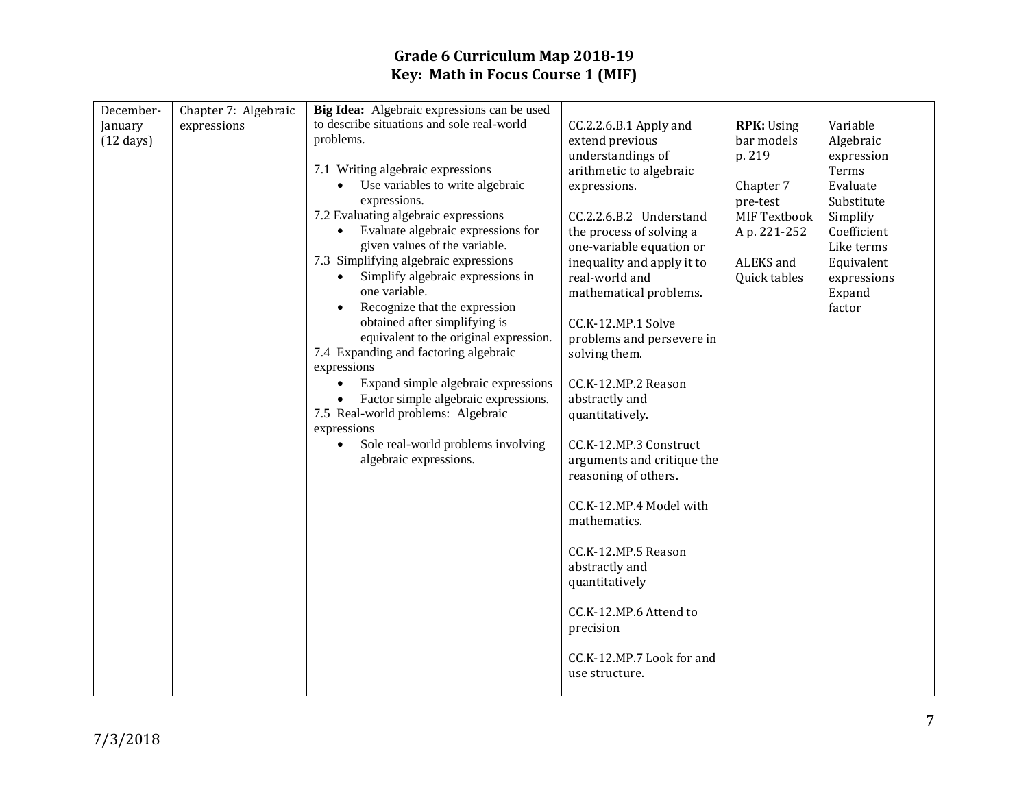# Grade 6 Curriculum Map 2018-19
## Key: Math in Focus Course 1 (MIF)

| | | | | | |
|---|---|---|---|---|---|
| December-January (12 days) | Chapter 7: Algebraic expressions | **Big Idea:** Algebraic expressions can be used to describe situations and sole real-world problems.<br><br>7.1 Writing algebraic expressions<br>• Use variables to write algebraic expressions.<br>7.2 Evaluating algebraic expressions<br>• Evaluate algebraic expressions for given values of the variable.<br>7.3 Simplifying algebraic expressions<br>• Simplify algebraic expressions in one variable.<br>• Recognize that the expression obtained after simplifying is equivalent to the original expression.<br>7.4 Expanding and factoring algebraic expressions<br>• Expand simple algebraic expressions<br>• Factor simple algebraic expressions.<br>7.5 Real-world problems: Algebraic expressions<br>• Sole real-world problems involving algebraic expressions. | CC.2.2.6.B.1 Apply and extend previous understandings of arithmetic to algebraic expressions.<br><br>CC.2.2.6.B.2 Understand the process of solving a one-variable equation or inequality and apply it to real-world and mathematical problems.<br><br>CC.K-12.MP.1 Solve problems and persevere in solving them.<br><br>CC.K-12.MP.2 Reason abstractly and quantitatively.<br><br>CC.K-12.MP.3 Construct arguments and critique the reasoning of others.<br><br>CC.K-12.MP.4 Model with mathematics.<br><br>CC.K-12.MP.5 Reason abstractly and quantitatively<br><br>CC.K-12.MP.6 Attend to precision<br><br>CC.K-12.MP.7 Look for and use structure. | **RPK:** Using bar models p. 219<br><br>Chapter 7 pre-test<br>MIF Textbook A p. 221-252<br><br>ALEKS and Quick tables | Variable<br>Algebraic expression<br>Terms<br>Evaluate<br>Substitute<br>Simplify<br>Coefficient<br>Like terms<br>Equivalent expressions<br>Expand<br>factor |

7/3/2018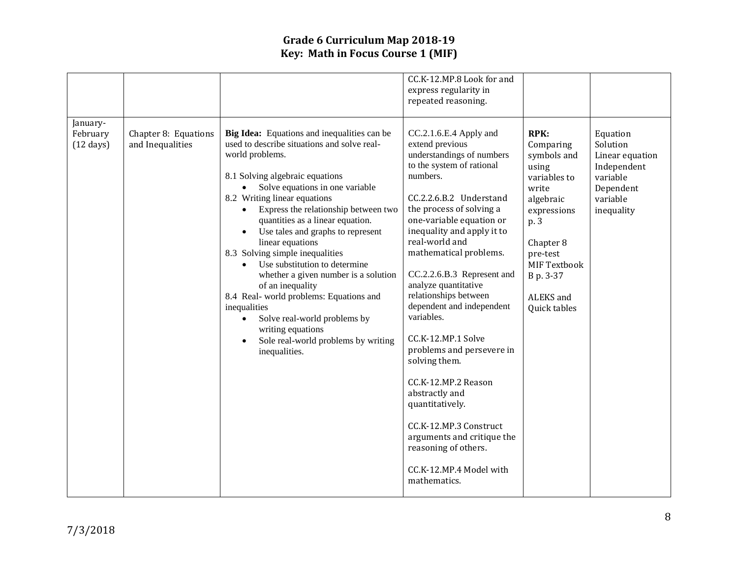# Grade 6 Curriculum Map 2018-19
## Key: Math in Focus Course 1 (MIF)

| | | | | | |
|---|---|---|---|---|---|
| | | | CC.K-12.MP.8 Look for and express regularity in repeated reasoning. | | |
| January-February (12 days) | Chapter 8: Equations and Inequalities | **Big Idea:** Equations and inequalities can be used to describe situations and solve real-world problems.<br><br>8.1 Solving algebraic equations<br>• Solve equations in one variable<br>8.2 Writing linear equations<br>• Express the relationship between two quantities as a linear equation.<br>• Use tales and graphs to represent linear equations<br>8.3 Solving simple inequalities<br>• Use substitution to determine whether a given number is a solution of an inequality<br>8.4 Real- world problems: Equations and inequalities<br>• Solve real-world problems by writing equations<br>• Sole real-world problems by writing inequalities. | CC.2.1.6.E.4 Apply and extend previous understandings of numbers to the system of rational numbers.<br><br>CC.2.2.6.B.2 Understand the process of solving a one-variable equation or inequality and apply it to real-world and mathematical problems.<br><br>CC.2.2.6.B.3 Represent and analyze quantitative relationships between dependent and independent variables.<br><br>CC.K-12.MP.1 Solve problems and persevere in solving them.<br><br>CC.K-12.MP.2 Reason abstractly and quantitatively.<br><br>CC.K-12.MP.3 Construct arguments and critique the reasoning of others.<br><br>CC.K-12.MP.4 Model with mathematics. | **RPK:** Comparing symbols and using variables to write algebraic expressions p. 3<br><br>Chapter 8 pre-test MIF Textbook B p. 3-37<br><br>ALEKS and Quick tables | Equation<br>Solution<br>Linear equation<br>Independent variable<br>Dependent variable<br>inequality |

7/3/2018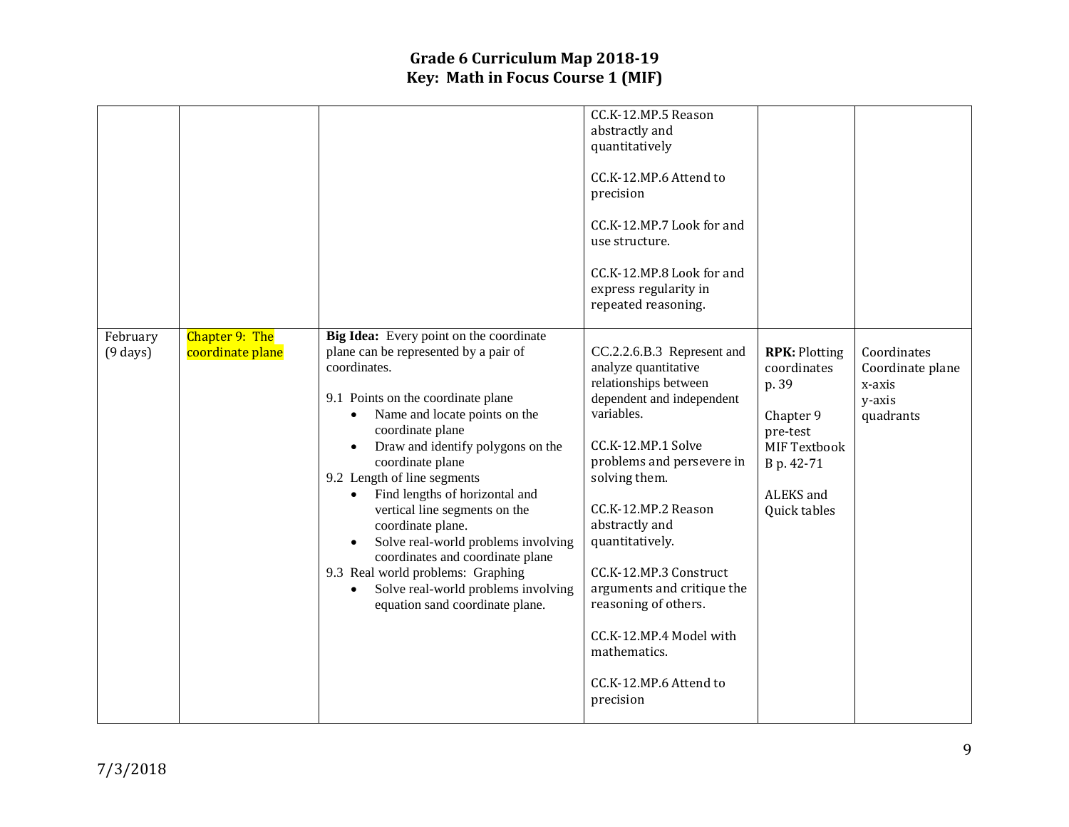# Grade 6 Curriculum Map 2018-19
## Key: Math in Focus Course 1 (MIF)

| | | | | | |
|---|---|---|---|---|---|
| | | | CC.K-12.MP.5 Reason abstractly and quantitatively<br><br>CC.K-12.MP.6 Attend to precision<br><br>CC.K-12.MP.7 Look for and use structure.<br><br>CC.K-12.MP.8 Look for and express regularity in repeated reasoning. | | |
| February (9 days) | Chapter 9: The coordinate plane | **Big Idea:** Every point on the coordinate plane can be represented by a pair of coordinates.<br><br>9.1 Points on the coordinate plane<br>• Name and locate points on the coordinate plane<br>• Draw and identify polygons on the coordinate plane<br>9.2 Length of line segments<br>• Find lengths of horizontal and vertical line segments on the coordinate plane.<br>• Solve real-world problems involving coordinates and coordinate plane<br>9.3 Real world problems: Graphing<br>• Solve real-world problems involving equation sand coordinate plane. | CC.2.2.6.B.3 Represent and analyze quantitative relationships between dependent and independent variables.<br><br>CC.K-12.MP.1 Solve problems and persevere in solving them.<br><br>CC.K-12.MP.2 Reason abstractly and quantitatively.<br><br>CC.K-12.MP.3 Construct arguments and critique the reasoning of others.<br><br>CC.K-12.MP.4 Model with mathematics.<br><br>CC.K-12.MP.6 Attend to precision | **RPK:** Plotting coordinates p. 39<br><br>Chapter 9 pre-test MIF Textbook B p. 42-71<br><br>ALEKS and Quick tables | Coordinates<br>Coordinate plane<br>x-axis<br>y-axis<br>quadrants |

7/3/2018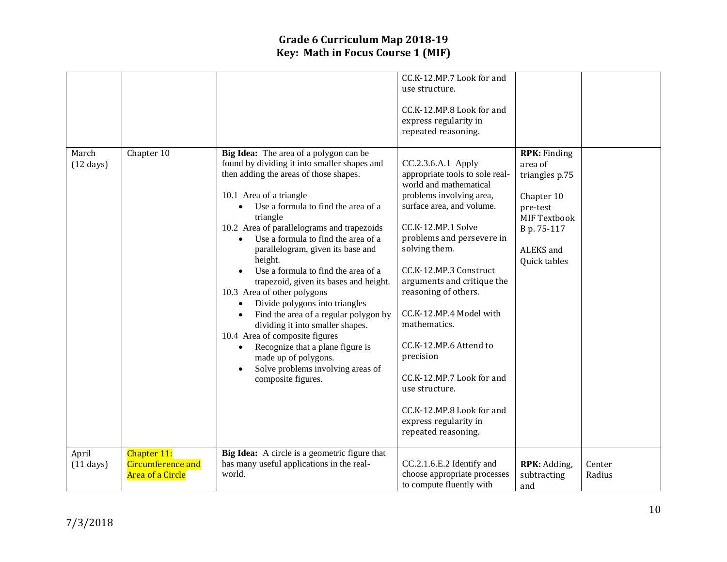# Grade 6 Curriculum Map 2018-19
## Key: Math in Focus Course 1 (MIF)

| | | | | | |
|---|---|---|---|---|---|
| | | | CC.K-12.MP.7 Look for and use structure.<br><br>CC.K-12.MP.8 Look for and express regularity in repeated reasoning. | | |
| March (12 days) | Chapter 10 | **Big Idea:** The area of a polygon can be found by dividing it into smaller shapes and then adding the areas of those shapes.<br><br>10.1 Area of a triangle<br>• Use a formula to find the area of a triangle<br>10.2 Area of parallelograms and trapezoids<br>• Use a formula to find the area of a parallelogram, given its base and height.<br>• Use a formula to find the area of a trapezoid, given its bases and height.<br>10.3 Area of other polygons<br>• Divide polygons into triangles<br>• Find the area of a regular polygon by dividing it into smaller shapes.<br>10.4 Area of composite figures<br>• Recognize that a plane figure is made up of polygons.<br>• Solve problems involving areas of composite figures. | CC.2.3.6.A.1 Apply appropriate tools to sole real-world and mathematical problems involving area, surface area, and volume.<br><br>CC.K-12.MP.1 Solve problems and persevere in solving them.<br><br>CC.K-12.MP.3 Construct arguments and critique the reasoning of others.<br><br>CC.K-12.MP.4 Model with mathematics.<br><br>CC.K-12.MP.6 Attend to precision<br><br>CC.K-12.MP.7 Look for and use structure.<br><br>CC.K-12.MP.8 Look for and express regularity in repeated reasoning. | **RPK:** Finding area of triangles p.75<br><br>Chapter 10 pre-test MIF Textbook B p. 75-117<br><br>ALEKS and Quick tables | |
| April (11 days) | Chapter 11: Circumference and Area of a Circle | **Big Idea:** A circle is a geometric figure that has many useful applications in the real-world. | CC.2.1.6.E.2 Identify and choose appropriate processes to compute fluently with | **RPK:** Adding, subtracting and | Center<br>Radius |

7/3/2018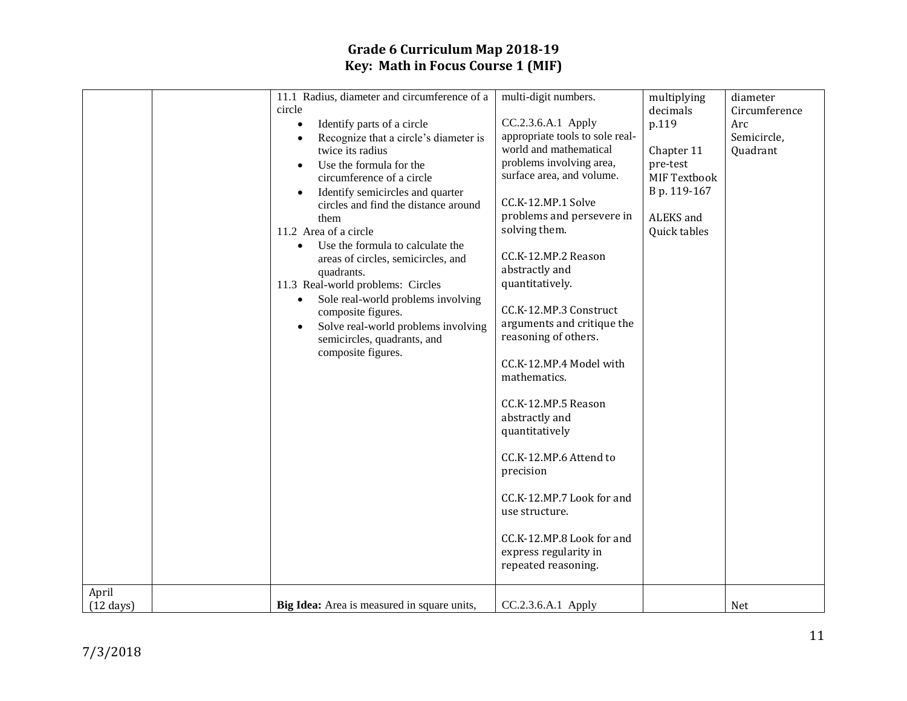# Grade 6 Curriculum Map 2018-19
## Key: Math in Focus Course 1 (MIF)

| | | | | | |
|---|---|---|---|---|---|
| | | 11.1 Radius, diameter and circumference of a circle<br>• Identify parts of a circle<br>• Recognize that a circle's diameter is twice its radius<br>• Use the formula for the circumference of a circle<br>• Identify semicircles and quarter circles and find the distance around them<br>11.2 Area of a circle<br>• Use the formula to calculate the areas of circles, semicircles, and quadrants.<br>11.3 Real-world problems: Circles<br>• Sole real-world problems involving composite figures.<br>• Solve real-world problems involving semicircles, quadrants, and composite figures. | multi-digit numbers.<br><br>CC.2.3.6.A.1 Apply appropriate tools to sole real-world and mathematical problems involving area, surface area, and volume.<br><br>CC.K-12.MP.1 Solve problems and persevere in solving them.<br><br>CC.K-12.MP.2 Reason abstractly and quantitatively.<br><br>CC.K-12.MP.3 Construct arguments and critique the reasoning of others.<br><br>CC.K-12.MP.4 Model with mathematics.<br><br>CC.K-12.MP.5 Reason abstractly and quantitatively<br><br>CC.K-12.MP.6 Attend to precision<br><br>CC.K-12.MP.7 Look for and use structure.<br><br>CC.K-12.MP.8 Look for and express regularity in repeated reasoning. | multiplying decimals p.119<br><br>Chapter 11 pre-test<br>MIF Textbook B p. 119-167<br><br>ALEKS and Quick tables | diameter<br>Circumference<br>Arc<br>Semicircle,<br>Quadrant |
| April (12 days) | | **Big Idea:** Area is measured in square units, | CC.2.3.6.A.1 Apply | | Net |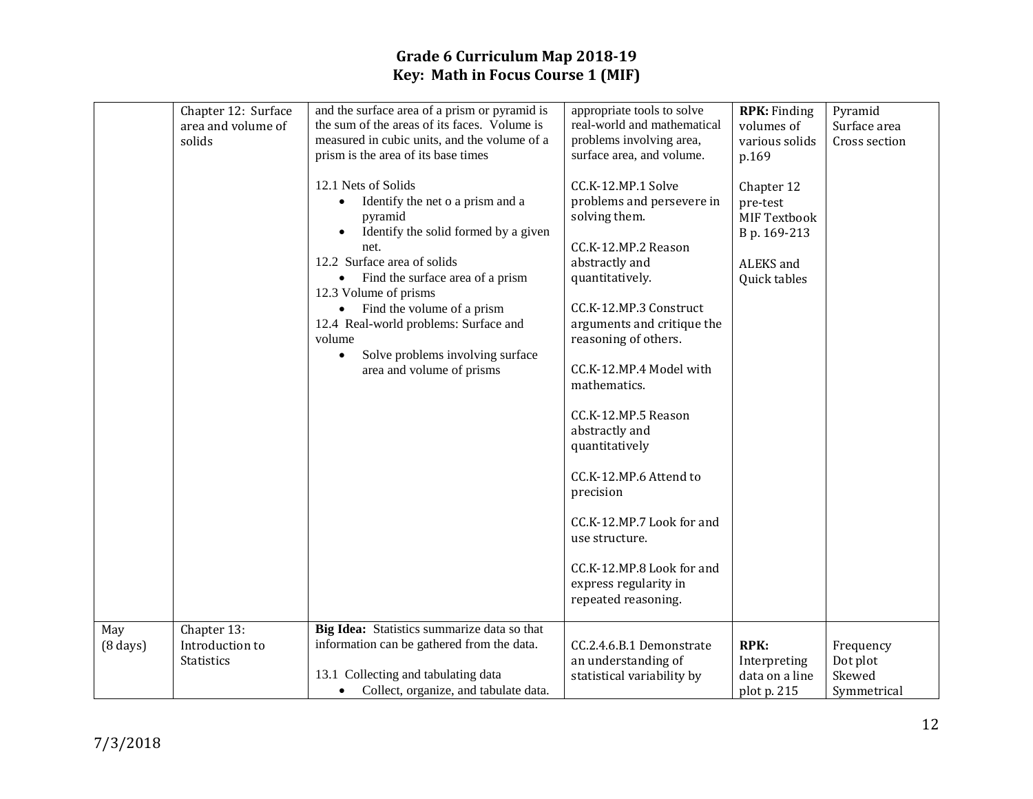# Grade 6 Curriculum Map 2018-19
## Key: Math in Focus Course 1 (MIF)

| | | | | | |
|---|---|---|---|---|---|
| | Chapter 12: Surface area and volume of solids | and the surface area of a prism or pyramid is the sum of the areas of its faces. Volume is measured in cubic units, and the volume of a prism is the area of its base times<br><br>12.1 Nets of Solids<br>• Identify the net o a prism and a pyramid<br>• Identify the solid formed by a given net.<br>12.2 Surface area of solids<br>• Find the surface area of a prism<br>12.3 Volume of prisms<br>• Find the volume of a prism<br>12.4 Real-world problems: Surface and volume<br>• Solve problems involving surface area and volume of prisms | appropriate tools to solve real-world and mathematical problems involving area, surface area, and volume.<br><br>CC.K-12.MP.1 Solve problems and persevere in solving them.<br><br>CC.K-12.MP.2 Reason abstractly and quantitatively.<br><br>CC.K-12.MP.3 Construct arguments and critique the reasoning of others.<br><br>CC.K-12.MP.4 Model with mathematics.<br><br>CC.K-12.MP.5 Reason abstractly and quantitatively<br><br>CC.K-12.MP.6 Attend to precision<br><br>CC.K-12.MP.7 Look for and use structure.<br><br>CC.K-12.MP.8 Look for and express regularity in repeated reasoning. | **RPK:** Finding volumes of various solids p.169<br><br>Chapter 12 pre-test MIF Textbook B p. 169-213<br><br>ALEKS and Quick tables | Pyramid<br>Surface area<br>Cross section |
| May (8 days) | Chapter 13: Introduction to Statistics | **Big Idea:** Statistics summarize data so that information can be gathered from the data.<br><br>13.1 Collecting and tabulating data<br>• Collect, organize, and tabulate data. | CC.2.4.6.B.1 Demonstrate an understanding of statistical variability by | **RPK:** Interpreting data on a line plot p. 215 | Frequency<br>Dot plot<br>Skewed<br>Symmetrical |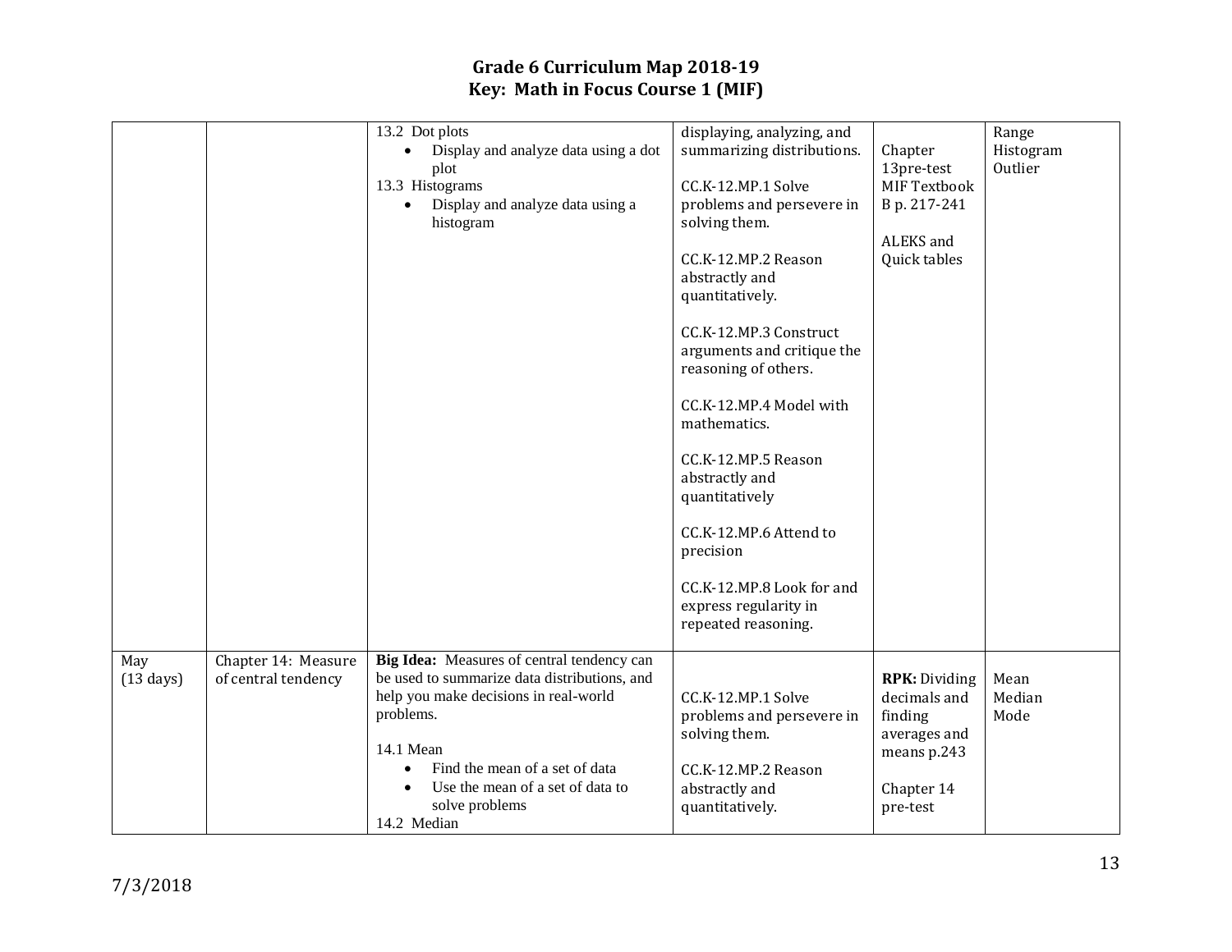# Grade 6 Curriculum Map 2018-19
## Key: Math in Focus Course 1 (MIF)

| | | | | | |
|---|---|---|---|---|---|
| | | 13.2 Dot plots<br>• Display and analyze data using a dot plot<br>13.3 Histograms<br>• Display and analyze data using a histogram | displaying, analyzing, and summarizing distributions.<br><br>CC.K-12.MP.1 Solve problems and persevere in solving them.<br><br>CC.K-12.MP.2 Reason abstractly and quantitatively.<br><br>CC.K-12.MP.3 Construct arguments and critique the reasoning of others.<br><br>CC.K-12.MP.4 Model with mathematics.<br><br>CC.K-12.MP.5 Reason abstractly and quantitatively<br><br>CC.K-12.MP.6 Attend to precision<br><br>CC.K-12.MP.8 Look for and express regularity in repeated reasoning. | Chapter 13pre-test MIF Textbook B p. 217-241<br><br>ALEKS and Quick tables | Range<br>Histogram<br>Outlier |
| May<br>(13 days) | Chapter 14: Measure of central tendency | **Big Idea:** Measures of central tendency can be used to summarize data distributions, and help you make decisions in real-world problems.<br><br>14.1 Mean<br>• Find the mean of a set of data<br>• Use the mean of a set of data to solve problems<br>14.2 Median | CC.K-12.MP.1 Solve problems and persevere in solving them.<br><br>CC.K-12.MP.2 Reason abstractly and quantitatively. | **RPK:** Dividing decimals and finding averages and means p.243<br><br>Chapter 14 pre-test | Mean<br>Median<br>Mode |

7/3/2018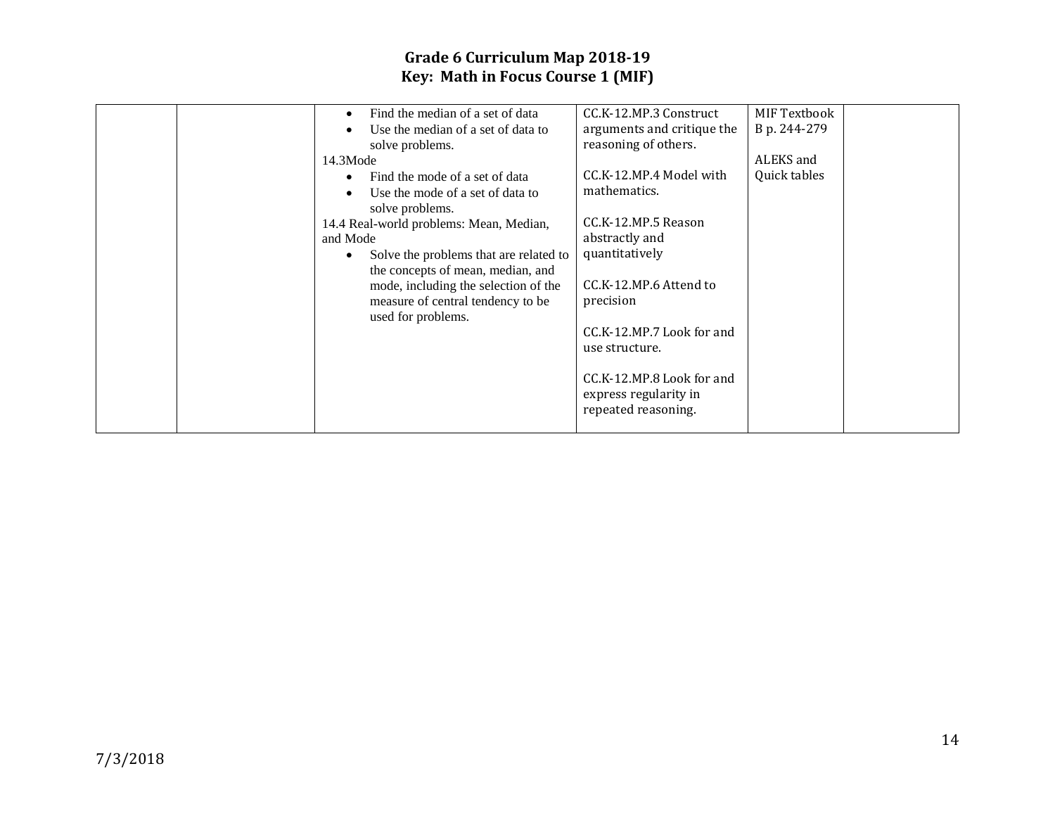# Grade 6 Curriculum Map 2018-19
## Key: Math in Focus Course 1 (MIF)

| | | | | | |
|---|---|---|---|---|---|
| | | • Find the median of a set of data<br>• Use the median of a set of data to solve problems.<br>14.3Mode<br>• Find the mode of a set of data<br>• Use the mode of a set of data to solve problems.<br>14.4 Real-world problems: Mean, Median, and Mode<br>• Solve the problems that are related to the concepts of mean, median, and mode, including the selection of the measure of central tendency to be used for problems. | CC.K-12.MP.3 Construct arguments and critique the reasoning of others.<br><br>CC.K-12.MP.4 Model with mathematics.<br><br>CC.K-12.MP.5 Reason abstractly and quantitatively<br><br>CC.K-12.MP.6 Attend to precision<br><br>CC.K-12.MP.7 Look for and use structure.<br><br>CC.K-12.MP.8 Look for and express regularity in repeated reasoning. | MIF Textbook B p. 244-279<br><br>ALEKS and Quick tables | |

7/3/2018